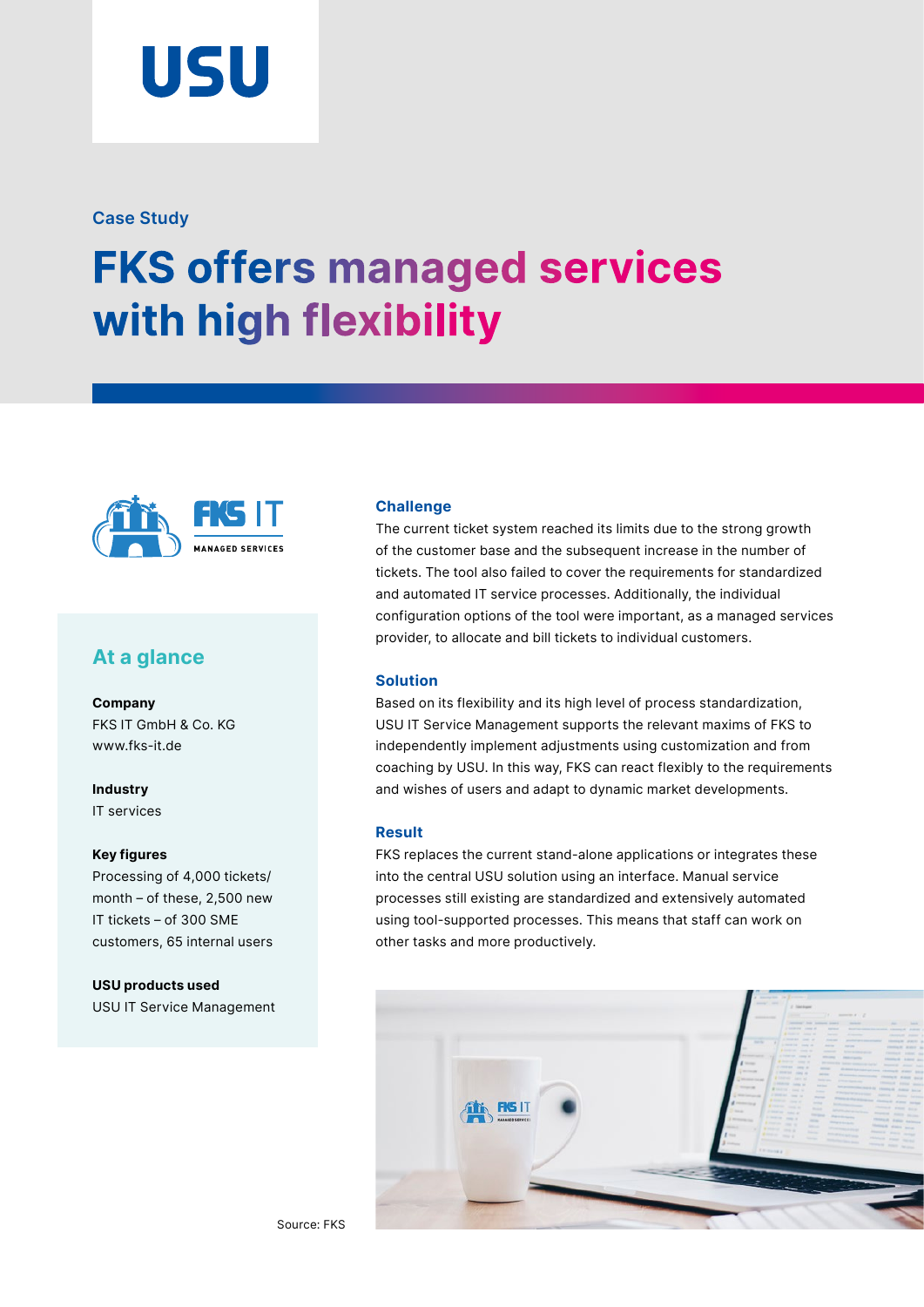Case Study

# FKS offers managed services with high flexibility

## At a glance

**Company**
FKS IT GmbH & Co. KG
www.fks-it.de

**Industry**
IT services

**Key figures**
Processing of 4,000 tickets/month – of these, 2,500 new IT tickets – of 300 SME customers, 65 internal users

**USU products used**
USU IT Service Management

### Challenge

The current ticket system reached its limits due to the strong growth of the customer base and the subsequent increase in the number of tickets. The tool also failed to cover the requirements for standardized and automated IT service processes. Additionally, the individual configuration options of the tool were important, as a managed services provider, to allocate and bill tickets to individual customers.

### Solution

Based on its flexibility and its high level of process standardization, USU IT Service Management supports the relevant maxims of FKS to independently implement adjustments using customization and from coaching by USU. In this way, FKS can react flexibly to the requirements and wishes of users and adapt to dynamic market developments.

### Result

FKS replaces the current stand-alone applications or integrates these into the central USU solution using an interface. Manual service processes still existing are standardized and extensively automated using tool-supported processes. This means that staff can work on other tasks and more productively.

Source: FKS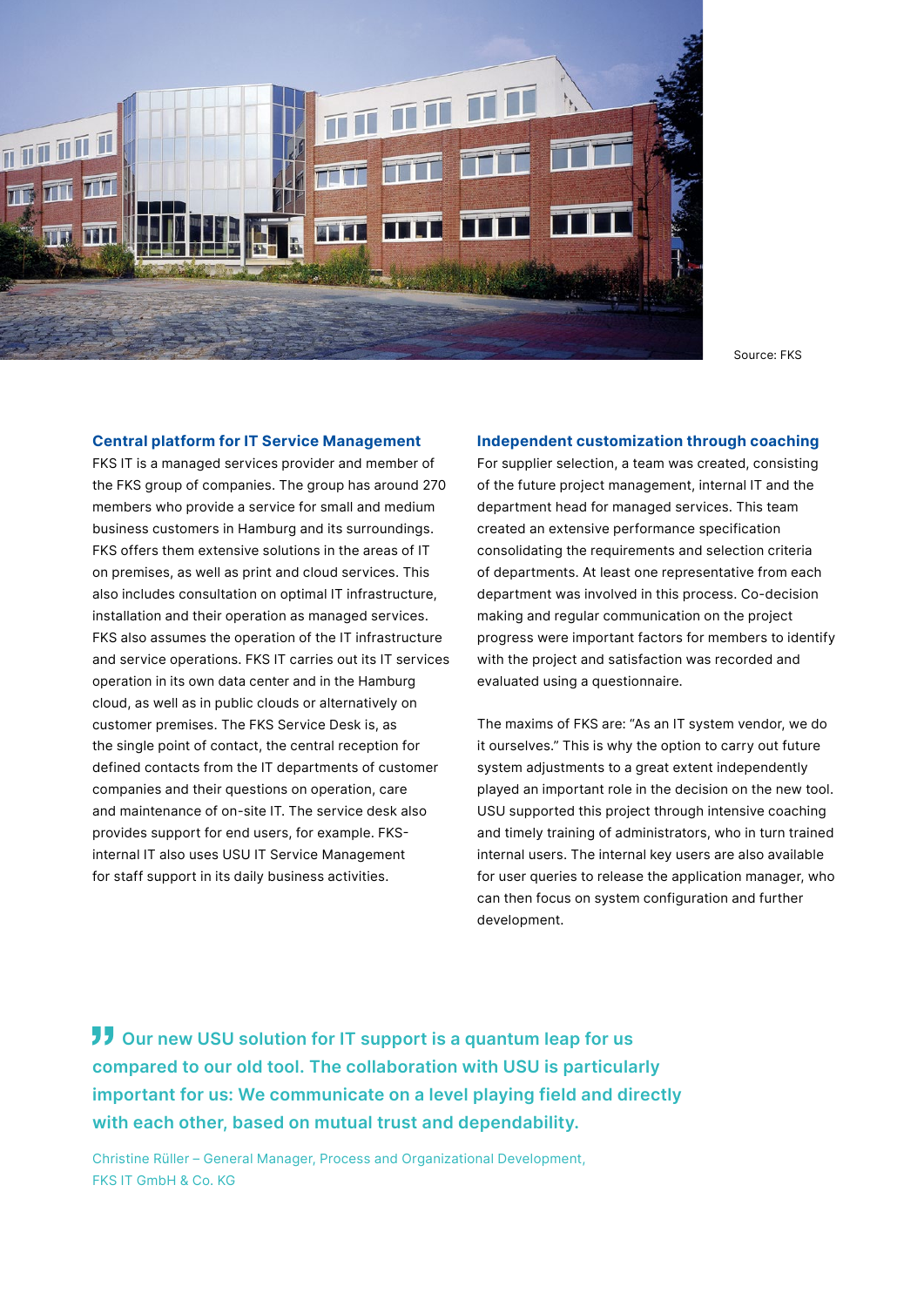Source: FKS

## Central platform for IT Service Management

FKS IT is a managed services provider and member of the FKS group of companies. The group has around 270 members who provide a service for small and medium business customers in Hamburg and its surroundings. FKS offers them extensive solutions in the areas of IT on premises, as well as print and cloud services. This also includes consultation on optimal IT infrastructure, installation and their operation as managed services. FKS also assumes the operation of the IT infrastructure and service operations. FKS IT carries out its IT services operation in its own data center and in the Hamburg cloud, as well as in public clouds or alternatively on customer premises. The FKS Service Desk is, as the single point of contact, the central reception for defined contacts from the IT departments of customer companies and their questions on operation, care and maintenance of on-site IT. The service desk also provides support for end users, for example. FKS-internal IT also uses USU IT Service Management for staff support in its daily business activities.

## Independent customization through coaching

For supplier selection, a team was created, consisting of the future project management, internal IT and the department head for managed services. This team created an extensive performance specification consolidating the requirements and selection criteria of departments. At least one representative from each department was involved in this process. Co-decision making and regular communication on the project progress were important factors for members to identify with the project and satisfaction was recorded and evaluated using a questionnaire.

The maxims of FKS are: "As an IT system vendor, we do it ourselves." This is why the option to carry out future system adjustments to a great extent independently played an important role in the decision on the new tool. USU supported this project through intensive coaching and timely training of administrators, who in turn trained internal users. The internal key users are also available for user queries to release the application manager, who can then focus on system configuration and further development.

> **Our new USU solution for IT support is a quantum leap for us compared to our old tool. The collaboration with USU is particularly important for us: We communicate on a level playing field and directly with each other, based on mutual trust and dependability.**
>
> Christine Rüller – General Manager, Process and Organizational Development, FKS IT GmbH & Co. KG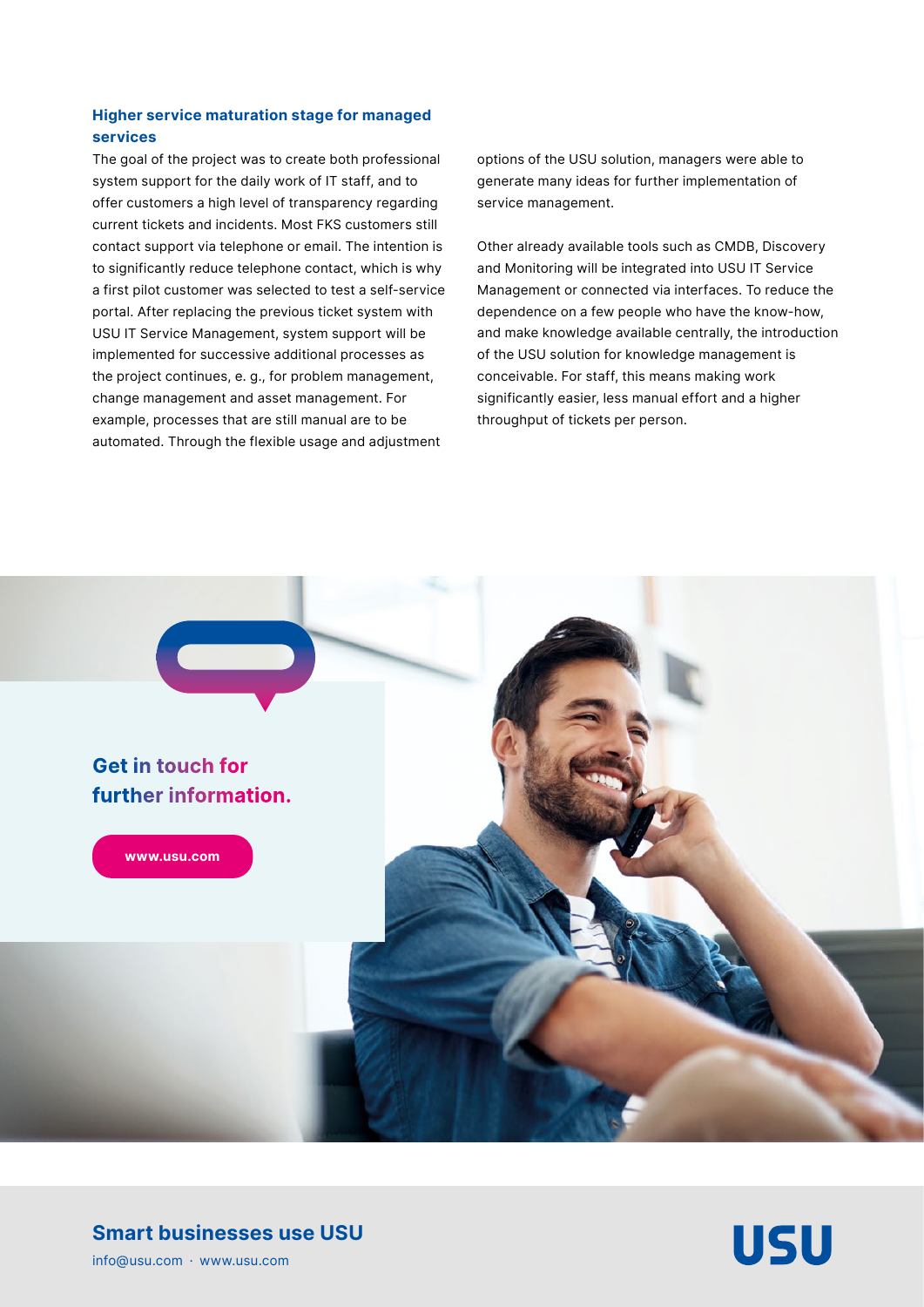## Higher service maturation stage for managed services

The goal of the project was to create both professional system support for the daily work of IT staff, and to offer customers a high level of transparency regarding current tickets and incidents. Most FKS customers still contact support via telephone or email. The intention is to significantly reduce telephone contact, which is why a first pilot customer was selected to test a self-service portal. After replacing the previous ticket system with USU IT Service Management, system support will be implemented for successive additional processes as the project continues, e. g., for problem management, change management and asset management. For example, processes that are still manual are to be automated. Through the flexible usage and adjustment options of the USU solution, managers were able to generate many ideas for further implementation of service management.

Other already available tools such as CMDB, Discovery and Monitoring will be integrated into USU IT Service Management or connected via interfaces. To reduce the dependence on a few people who have the know-how, and make knowledge available centrally, the introduction of the USU solution for knowledge management is conceivable. For staff, this means making work significantly easier, less manual effort and a higher throughput of tickets per person.

**Get in touch for further information.**

www.usu.com

**Smart businesses use USU**

info@usu.com · www.usu.com

USU